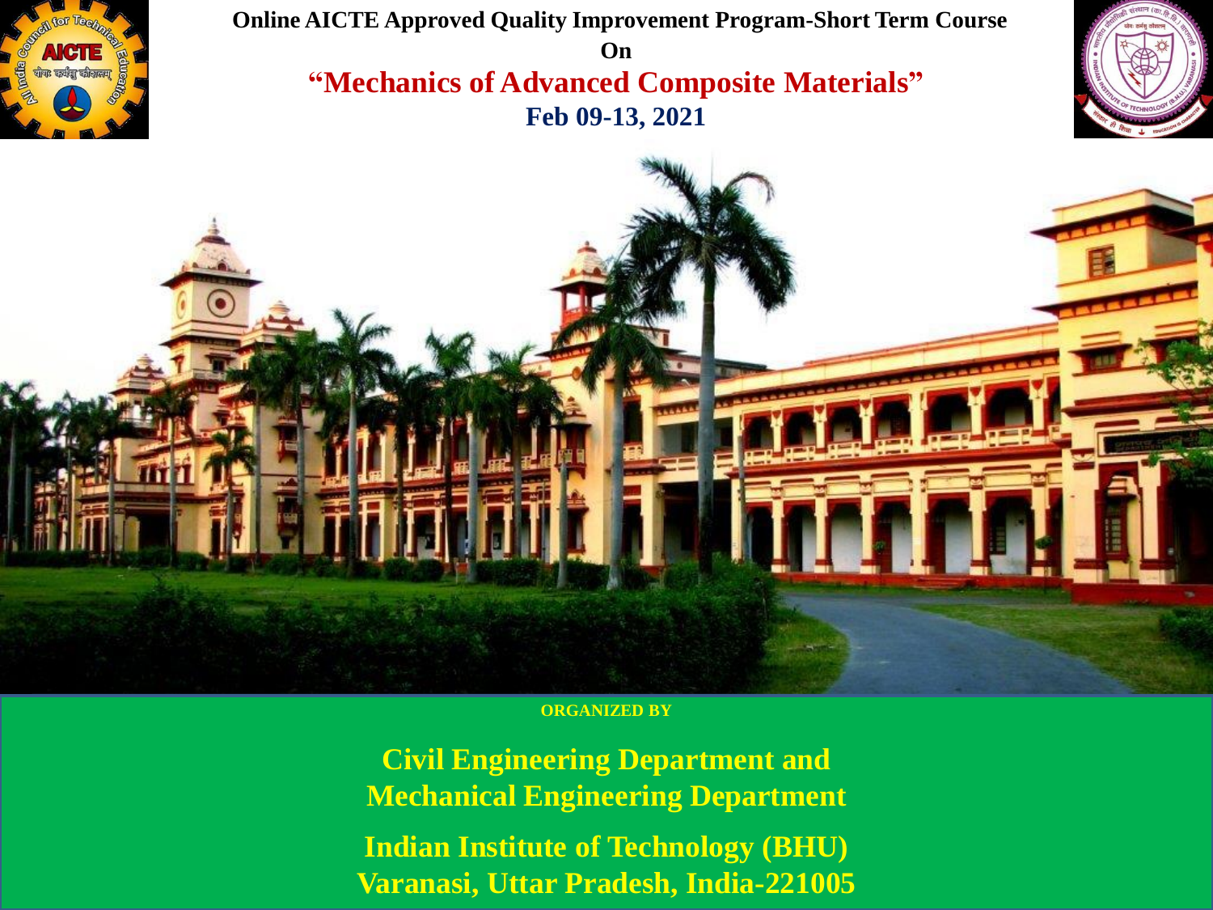**Online AICTE Approved Quality Improvement Program-Short Term Course**

**On**

# "Mechanics of Advanced Composite Materials"

**Feb 09-13, 2021**

**ORGANIZED BY**

**Civil Engineering Department and**
**Mechanical Engineering Department**

**Indian Institute of Technology (BHU)**
**Varanasi, Uttar Pradesh, India-221005**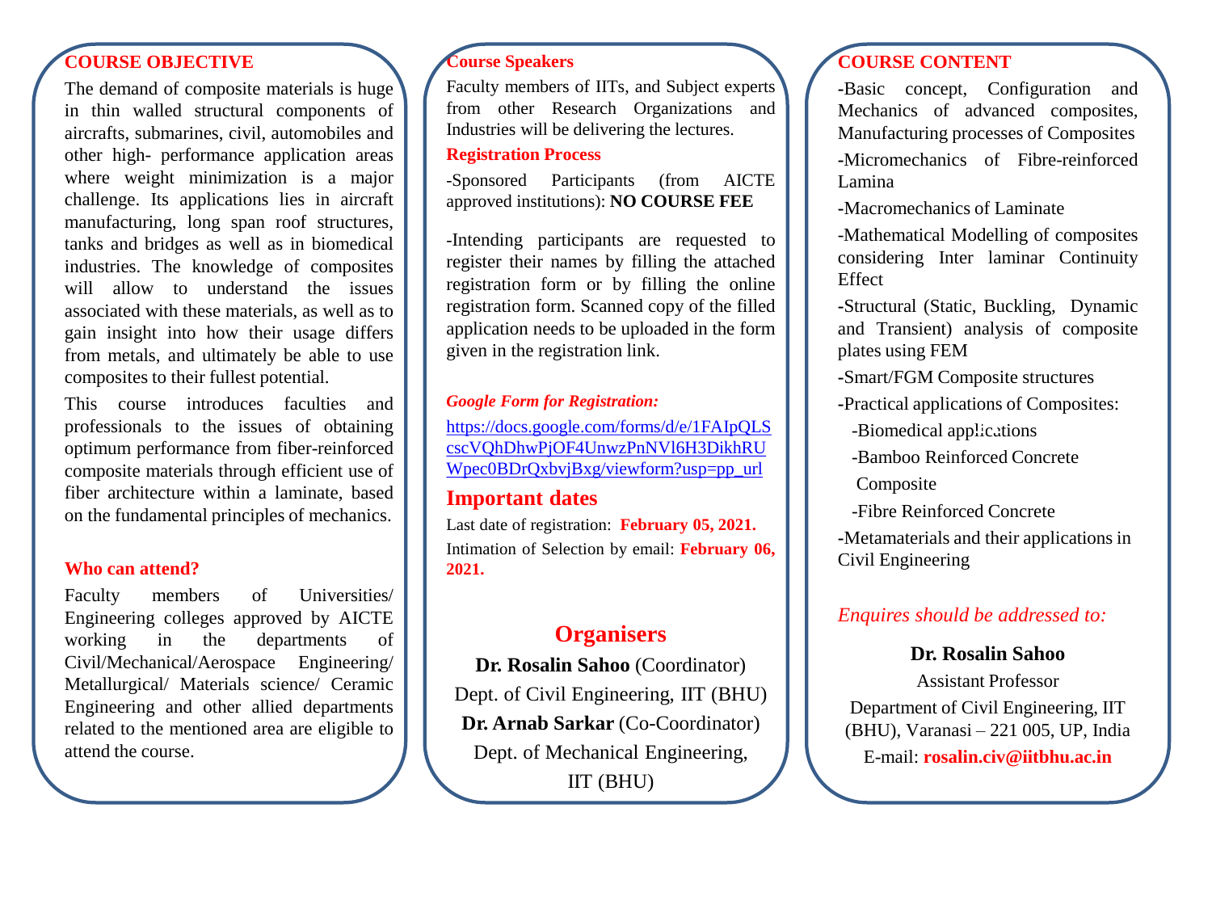## COURSE OBJECTIVE

The demand of composite materials is huge in thin walled structural components of aircrafts, submarines, civil, automobiles and other high- performance application areas where weight minimization is a major challenge. Its applications lies in aircraft manufacturing, long span roof structures, tanks and bridges as well as in biomedical industries. The knowledge of composites will allow to understand the issues associated with these materials, as well as to gain insight into how their usage differs from metals, and ultimately be able to use composites to their fullest potential.

This course introduces faculties and professionals to the issues of obtaining optimum performance from fiber-reinforced composite materials through efficient use of fiber architecture within a laminate, based on the fundamental principles of mechanics.

## Who can attend?

Faculty members of Universities/ Engineering colleges approved by AICTE working in the departments of Civil/Mechanical/Aerospace Engineering/ Metallurgical/ Materials science/ Ceramic Engineering and other allied departments related to the mentioned area are eligible to attend the course.

## Course Speakers

Faculty members of IITs, and Subject experts from other Research Organizations and Industries will be delivering the lectures.

## Registration Process

-Sponsored Participants (from AICTE approved institutions): **NO COURSE FEE**

-Intending participants are requested to register their names by filling the attached registration form or by filling the online registration form. Scanned copy of the filled application needs to be uploaded in the form given in the registration link.

***Google Form for Registration:***

https://docs.google.com/forms/d/e/1FAIpQLScscVQhDhwPjOF4UnwzPnNVl6H3DikhRUWpec0BDrQxbvjBxg/viewform?usp=pp_url

## Important dates

Last date of registration: **February 05, 2021.**

Intimation of Selection by email: **February 06, 2021.**

## Organisers

**Dr. Rosalin Sahoo** (Coordinator)

Dept. of Civil Engineering, IIT (BHU)

**Dr. Arnab Sarkar** (Co-Coordinator)

Dept. of Mechanical Engineering, IIT (BHU)

## COURSE CONTENT

- Basic concept, Configuration and Mechanics of advanced composites, Manufacturing processes of Composites
- Micromechanics of Fibre-reinforced Lamina
- Macromechanics of Laminate
- Mathematical Modelling of composites considering Inter laminar Continuity Effect
- Structural (Static, Buckling, Dynamic and Transient) analysis of composite plates using FEM
- Smart/FGM Composite structures
- Practical applications of Composites:
  - Biomedical applications
  - Bamboo Reinforced Concrete Composite
  - Fibre Reinforced Concrete
- Metamaterials and their applications in Civil Engineering

*Enquires should be addressed to:*

**Dr. Rosalin Sahoo**

Assistant Professor

Department of Civil Engineering, IIT (BHU), Varanasi – 221 005, UP, India

E-mail: **rosalin.civ@iitbhu.ac.in**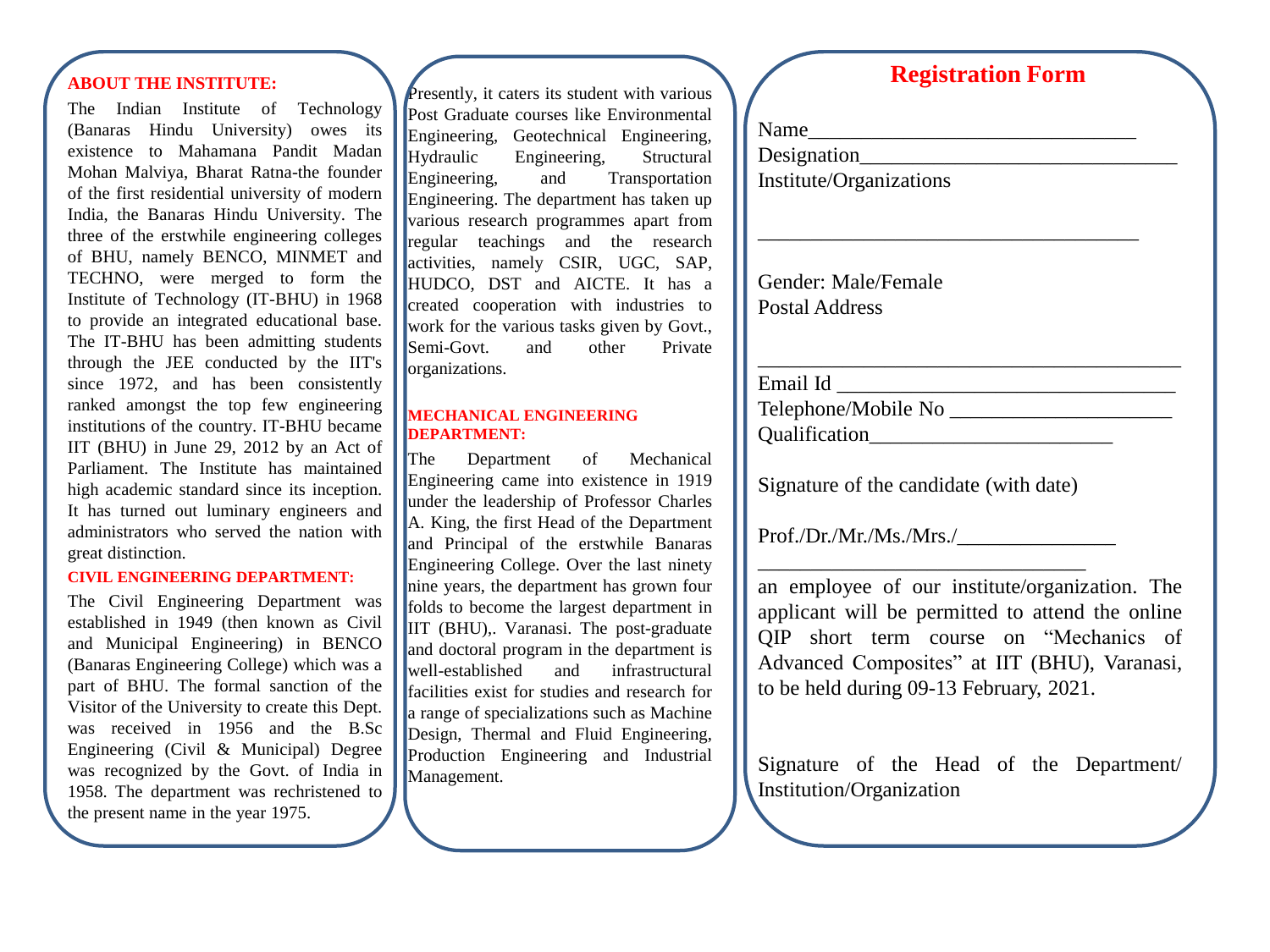**ABOUT THE INSTITUTE:**

The Indian Institute of Technology (Banaras Hindu University) owes its existence to Mahamana Pandit Madan Mohan Malviya, Bharat Ratna-the founder of the first residential university of modern India, the Banaras Hindu University. The three of the erstwhile engineering colleges of BHU, namely BENCO, MINMET and TECHNO, were merged to form the Institute of Technology (IT-BHU) in 1968 to provide an integrated educational base. The IT-BHU has been admitting students through the JEE conducted by the IIT's since 1972, and has been consistently ranked amongst the top few engineering institutions of the country. IT-BHU became IIT (BHU) in June 29, 2012 by an Act of Parliament. The Institute has maintained high academic standard since its inception. It has turned out luminary engineers and administrators who served the nation with great distinction.

**CIVIL ENGINEERING DEPARTMENT:**

The Civil Engineering Department was established in 1949 (then known as Civil and Municipal Engineering) in BENCO (Banaras Engineering College) which was a part of BHU. The formal sanction of the Visitor of the University to create this Dept. was received in 1956 and the B.Sc Engineering (Civil & Municipal) Degree was recognized by the Govt. of India in 1958. The department was rechristened to the present name in the year 1975.

Presently, it caters its student with various Post Graduate courses like Environmental Engineering, Geotechnical Engineering, Hydraulic Engineering, Structural Engineering, and Transportation Engineering. The department has taken up various research programmes apart from regular teachings and the research activities, namely CSIR, UGC, SAP, HUDCO, DST and AICTE. It has a created cooperation with industries to work for the various tasks given by Govt., Semi-Govt. and other Private organizations.

**MECHANICAL ENGINEERING DEPARTMENT:**

The Department of Mechanical Engineering came into existence in 1919 under the leadership of Professor Charles A. King, the first Head of the Department and Principal of the erstwhile Banaras Engineering College. Over the last ninety nine years, the department has grown four folds to become the largest department in IIT (BHU),. Varanasi. The post-graduate and doctoral program in the department is well-established and infrastructural facilities exist for studies and research for a range of specializations such as Machine Design, Thermal and Fluid Engineering, Production Engineering and Industrial Management.

## Registration Form

Name______________________________

Designation_____________________________

Institute/Organizations

___________________________________

Gender: Male/Female

Postal Address

_______________________________________

Email Id _______________________________

Telephone/Mobile No ____________________

Qualification______________________

Signature of the candidate (with date)

Prof./Dr./Mr./Ms./Mrs./_______________

______________________________

an employee of our institute/organization. The applicant will be permitted to attend the online QIP short term course on “Mechanics of Advanced Composites” at IIT (BHU), Varanasi, to be held during 09-13 February, 2021.

Signature of the Head of the Department/ Institution/Organization